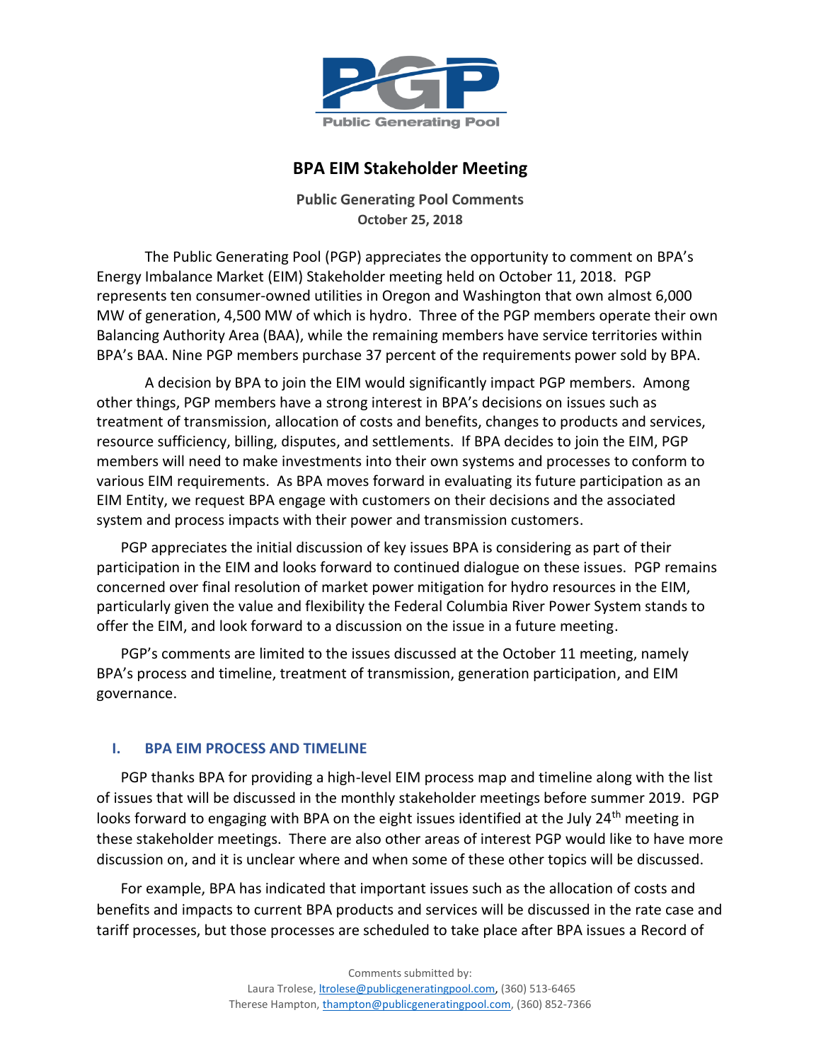# BPA EIM Stakeholder Meeting

**Public Generating Pool Comments**
**October 25, 2018**

The Public Generating Pool (PGP) appreciates the opportunity to comment on BPA's Energy Imbalance Market (EIM) Stakeholder meeting held on October 11, 2018. PGP represents ten consumer-owned utilities in Oregon and Washington that own almost 6,000 MW of generation, 4,500 MW of which is hydro. Three of the PGP members operate their own Balancing Authority Area (BAA), while the remaining members have service territories within BPA's BAA. Nine PGP members purchase 37 percent of the requirements power sold by BPA.

A decision by BPA to join the EIM would significantly impact PGP members. Among other things, PGP members have a strong interest in BPA's decisions on issues such as treatment of transmission, allocation of costs and benefits, changes to products and services, resource sufficiency, billing, disputes, and settlements. If BPA decides to join the EIM, PGP members will need to make investments into their own systems and processes to conform to various EIM requirements. As BPA moves forward in evaluating its future participation as an EIM Entity, we request BPA engage with customers on their decisions and the associated system and process impacts with their power and transmission customers.

PGP appreciates the initial discussion of key issues BPA is considering as part of their participation in the EIM and looks forward to continued dialogue on these issues. PGP remains concerned over final resolution of market power mitigation for hydro resources in the EIM, particularly given the value and flexibility the Federal Columbia River Power System stands to offer the EIM, and look forward to a discussion on the issue in a future meeting.

PGP's comments are limited to the issues discussed at the October 11 meeting, namely BPA's process and timeline, treatment of transmission, generation participation, and EIM governance.

## I. BPA EIM PROCESS AND TIMELINE

PGP thanks BPA for providing a high-level EIM process map and timeline along with the list of issues that will be discussed in the monthly stakeholder meetings before summer 2019. PGP looks forward to engaging with BPA on the eight issues identified at the July 24th meeting in these stakeholder meetings. There are also other areas of interest PGP would like to have more discussion on, and it is unclear where and when some of these other topics will be discussed.

For example, BPA has indicated that important issues such as the allocation of costs and benefits and impacts to current BPA products and services will be discussed in the rate case and tariff processes, but those processes are scheduled to take place after BPA issues a Record of

Comments submitted by:
Laura Trolese, ltrolese@publicgeneratingpool.com, (360) 513-6465
Therese Hampton, thampton@publicgeneratingpool.com, (360) 852-7366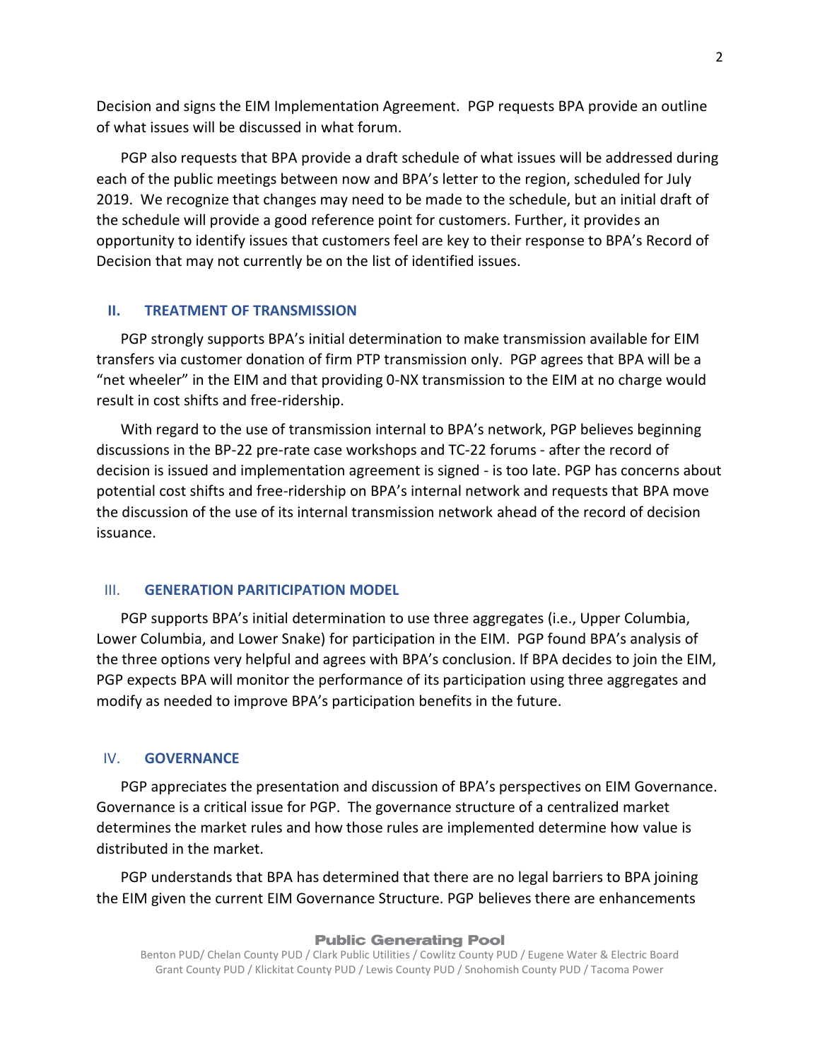Decision and signs the EIM Implementation Agreement. PGP requests BPA provide an outline of what issues will be discussed in what forum.

PGP also requests that BPA provide a draft schedule of what issues will be addressed during each of the public meetings between now and BPA's letter to the region, scheduled for July 2019. We recognize that changes may need to be made to the schedule, but an initial draft of the schedule will provide a good reference point for customers. Further, it provides an opportunity to identify issues that customers feel are key to their response to BPA's Record of Decision that may not currently be on the list of identified issues.

## II. TREATMENT OF TRANSMISSION

PGP strongly supports BPA's initial determination to make transmission available for EIM transfers via customer donation of firm PTP transmission only. PGP agrees that BPA will be a "net wheeler" in the EIM and that providing 0-NX transmission to the EIM at no charge would result in cost shifts and free-ridership.

With regard to the use of transmission internal to BPA's network, PGP believes beginning discussions in the BP-22 pre-rate case workshops and TC-22 forums - after the record of decision is issued and implementation agreement is signed - is too late. PGP has concerns about potential cost shifts and free-ridership on BPA's internal network and requests that BPA move the discussion of the use of its internal transmission network ahead of the record of decision issuance.

## III. GENERATION PARITICIPATION MODEL

PGP supports BPA's initial determination to use three aggregates (i.e., Upper Columbia, Lower Columbia, and Lower Snake) for participation in the EIM. PGP found BPA's analysis of the three options very helpful and agrees with BPA's conclusion. If BPA decides to join the EIM, PGP expects BPA will monitor the performance of its participation using three aggregates and modify as needed to improve BPA's participation benefits in the future.

## IV. GOVERNANCE

PGP appreciates the presentation and discussion of BPA's perspectives on EIM Governance. Governance is a critical issue for PGP. The governance structure of a centralized market determines the market rules and how those rules are implemented determine how value is distributed in the market.

PGP understands that BPA has determined that there are no legal barriers to BPA joining the EIM given the current EIM Governance Structure. PGP believes there are enhancements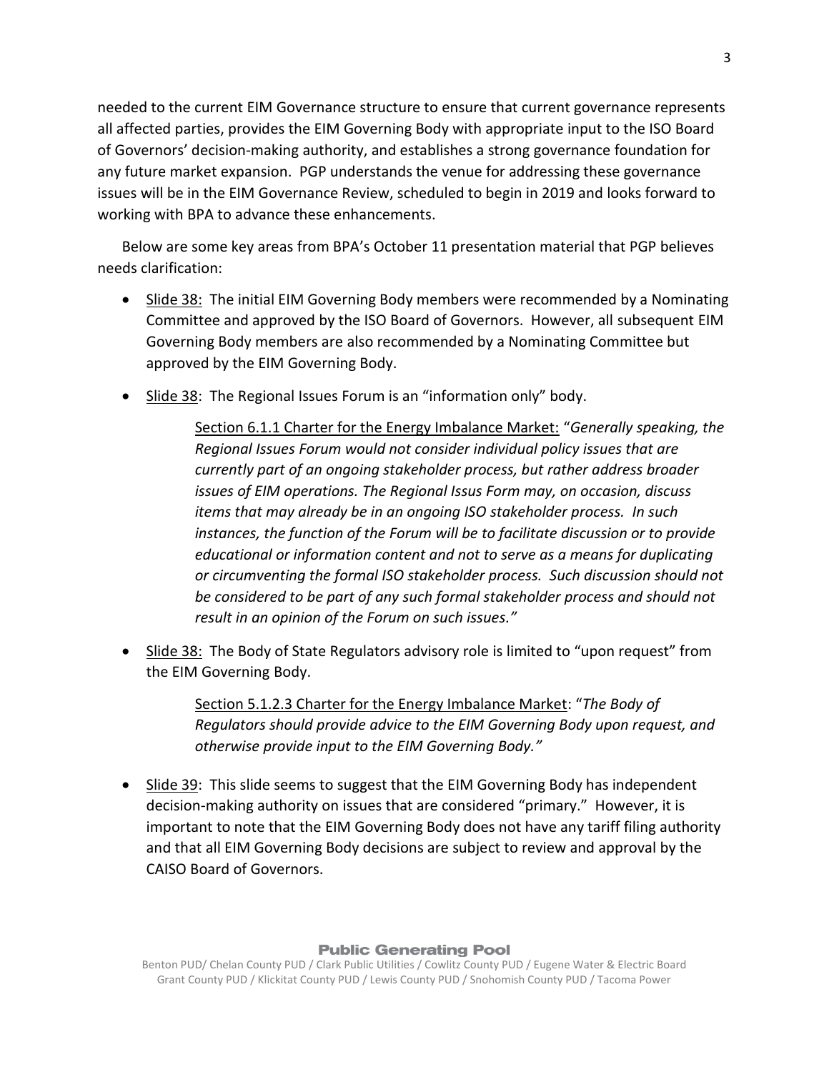needed to the current EIM Governance structure to ensure that current governance represents all affected parties, provides the EIM Governing Body with appropriate input to the ISO Board of Governors' decision-making authority, and establishes a strong governance foundation for any future market expansion. PGP understands the venue for addressing these governance issues will be in the EIM Governance Review, scheduled to begin in 2019 and looks forward to working with BPA to advance these enhancements.

Below are some key areas from BPA's October 11 presentation material that PGP believes needs clarification:

- Slide 38: The initial EIM Governing Body members were recommended by a Nominating Committee and approved by the ISO Board of Governors. However, all subsequent EIM Governing Body members are also recommended by a Nominating Committee but approved by the EIM Governing Body.

- Slide 38: The Regional Issues Forum is an "information only" body.

  Section 6.1.1 Charter for the Energy Imbalance Market: "*Generally speaking, the Regional Issues Forum would not consider individual policy issues that are currently part of an ongoing stakeholder process, but rather address broader issues of EIM operations. The Regional Issus Form may, on occasion, discuss items that may already be in an ongoing ISO stakeholder process. In such instances, the function of the Forum will be to facilitate discussion or to provide educational or information content and not to serve as a means for duplicating or circumventing the formal ISO stakeholder process. Such discussion should not be considered to be part of any such formal stakeholder process and should not result in an opinion of the Forum on such issues.*"

- Slide 38: The Body of State Regulators advisory role is limited to "upon request" from the EIM Governing Body.

  Section 5.1.2.3 Charter for the Energy Imbalance Market: "*The Body of Regulators should provide advice to the EIM Governing Body upon request, and otherwise provide input to the EIM Governing Body.*"

- Slide 39: This slide seems to suggest that the EIM Governing Body has independent decision-making authority on issues that are considered "primary." However, it is important to note that the EIM Governing Body does not have any tariff filing authority and that all EIM Governing Body decisions are subject to review and approval by the CAISO Board of Governors.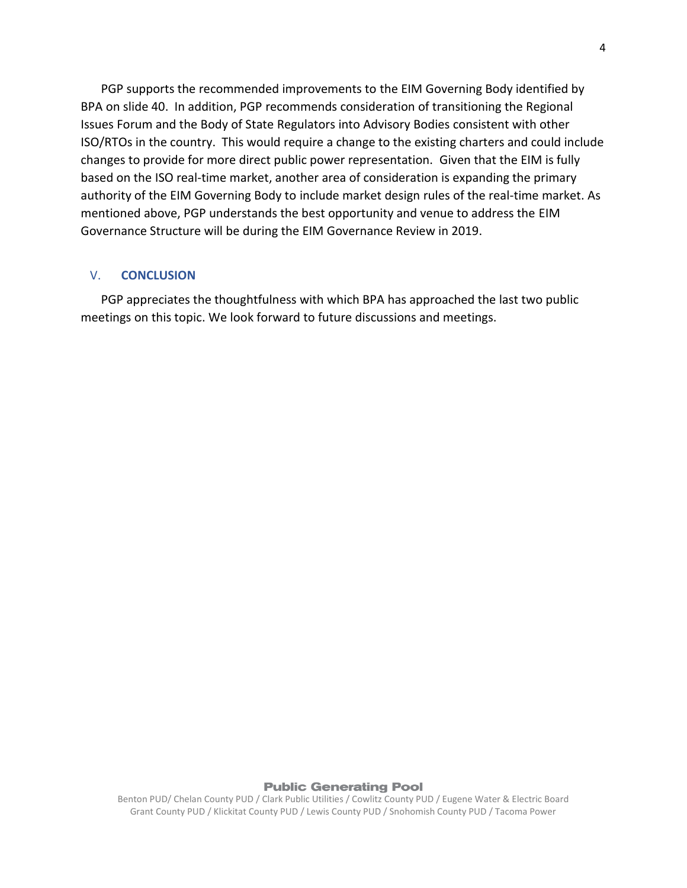PGP supports the recommended improvements to the EIM Governing Body identified by BPA on slide 40. In addition, PGP recommends consideration of transitioning the Regional Issues Forum and the Body of State Regulators into Advisory Bodies consistent with other ISO/RTOs in the country. This would require a change to the existing charters and could include changes to provide for more direct public power representation. Given that the EIM is fully based on the ISO real-time market, another area of consideration is expanding the primary authority of the EIM Governing Body to include market design rules of the real-time market. As mentioned above, PGP understands the best opportunity and venue to address the EIM Governance Structure will be during the EIM Governance Review in 2019.

## V. **CONCLUSION**

PGP appreciates the thoughtfulness with which BPA has approached the last two public meetings on this topic. We look forward to future discussions and meetings.